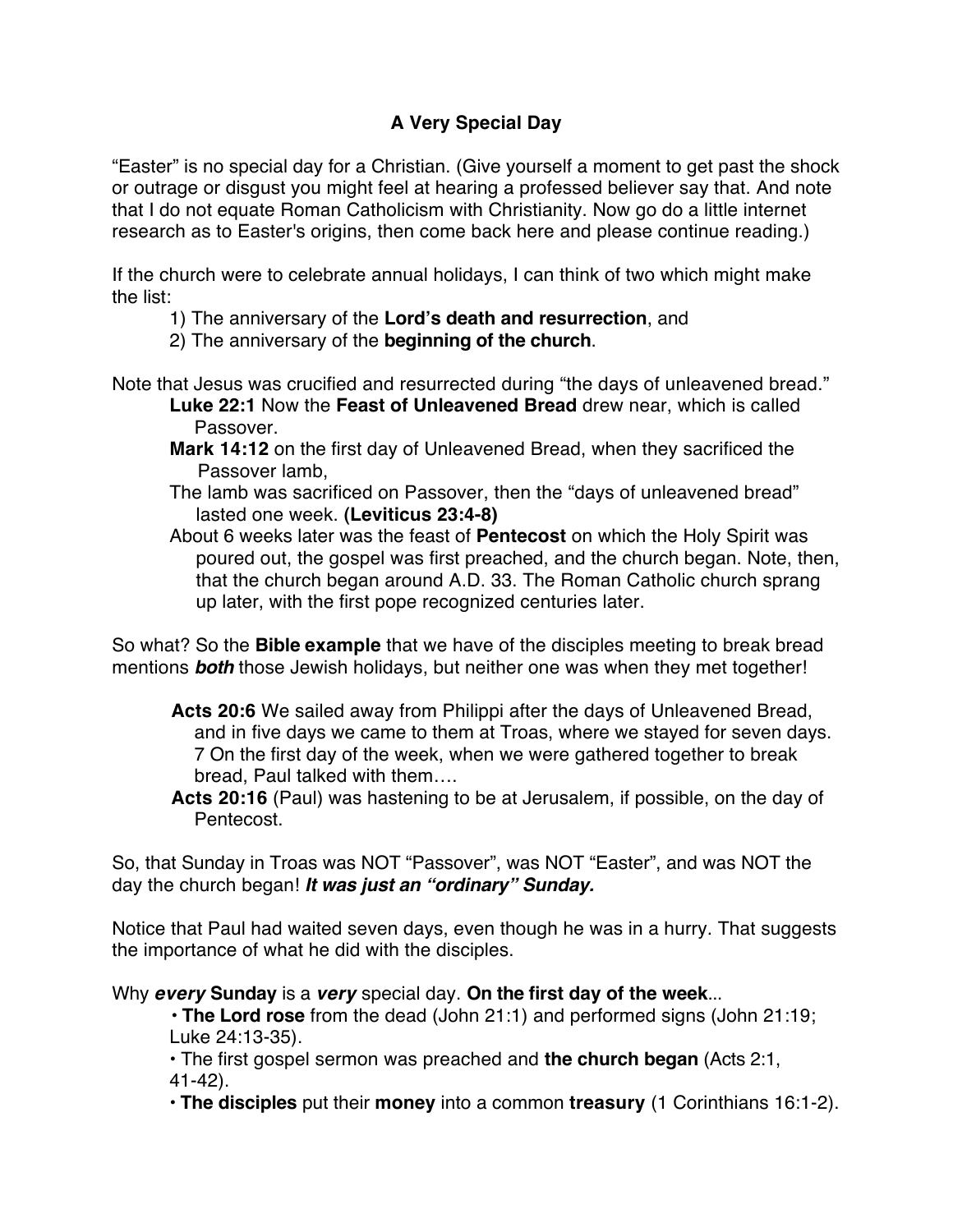# A Very Special Day

"Easter" is no special day for a Christian. (Give yourself a moment to get past the shock or outrage or disgust you might feel at hearing a professed believer say that. And note that I do not equate Roman Catholicism with Christianity. Now go do a little internet research as to Easter's origins, then come back here and please continue reading.)

If the church were to celebrate annual holidays, I can think of two which might make the list:

1) The anniversary of the **Lord's death and resurrection**, and
2) The anniversary of the **beginning of the church**.

Note that Jesus was crucified and resurrected during "the days of unleavened bread."

> **Luke 22:1** Now the **Feast of Unleavened Bread** drew near, which is called Passover.
>
> **Mark 14:12** on the first day of Unleavened Bread, when they sacrificed the Passover lamb,
>
> The lamb was sacrificed on Passover, then the "days of unleavened bread" lasted one week. **(Leviticus 23:4-8)**
>
> About 6 weeks later was the feast of **Pentecost** on which the Holy Spirit was poured out, the gospel was first preached, and the church began. Note, then, that the church began around A.D. 33. The Roman Catholic church sprang up later, with the first pope recognized centuries later.

So what? So the **Bible example** that we have of the disciples meeting to break bread mentions ***both*** those Jewish holidays, but neither one was when they met together!

> **Acts 20:6** We sailed away from Philippi after the days of Unleavened Bread, and in five days we came to them at Troas, where we stayed for seven days. 7 On the first day of the week, when we were gathered together to break bread, Paul talked with them….
>
> **Acts 20:16** (Paul) was hastening to be at Jerusalem, if possible, on the day of Pentecost.

So, that Sunday in Troas was NOT "Passover", was NOT "Easter", and was NOT the day the church began! ***It was just an "ordinary" Sunday.***

Notice that Paul had waited seven days, even though he was in a hurry. That suggests the importance of what he did with the disciples.

Why ***every*** **Sunday** is a ***very*** special day. **On the first day of the week**...

- **The Lord rose** from the dead (John 21:1) and performed signs (John 21:19; Luke 24:13-35).
- The first gospel sermon was preached and **the church began** (Acts 2:1, 41-42).
- **The disciples** put their **money** into a common **treasury** (1 Corinthians 16:1-2).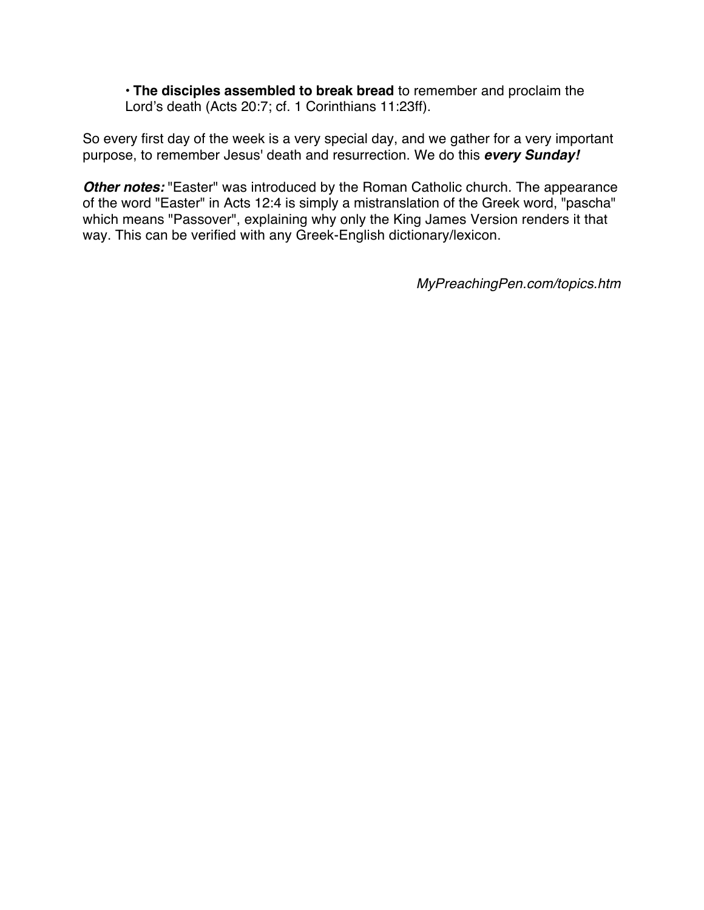- **The disciples assembled to break bread** to remember and proclaim the Lord’s death (Acts 20:7; cf. 1 Corinthians 11:23ff).

So every first day of the week is a very special day, and we gather for a very important purpose, to remember Jesus' death and resurrection. We do this ***every Sunday!***

***Other notes:*** "Easter" was introduced by the Roman Catholic church. The appearance of the word "Easter" in Acts 12:4 is simply a mistranslation of the Greek word, "pascha" which means "Passover", explaining why only the King James Version renders it that way. This can be verified with any Greek-English dictionary/lexicon.

*MyPreachingPen.com/topics.htm*